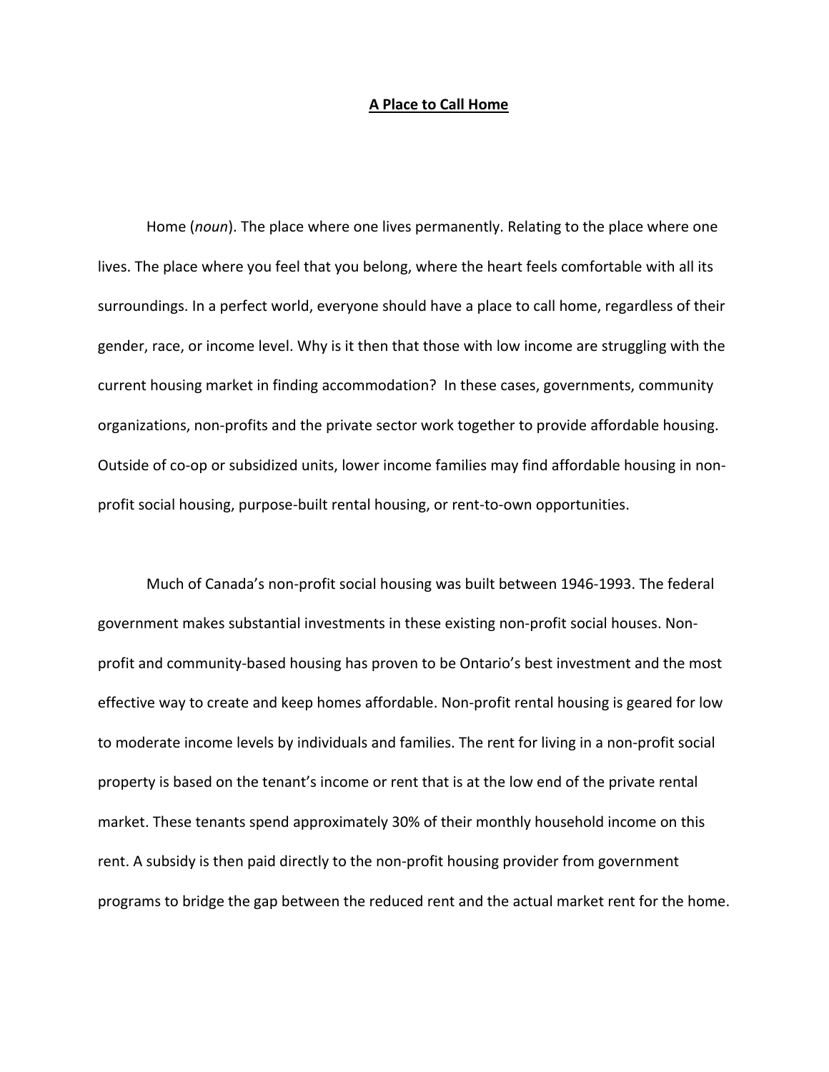# A Place to Call Home

Home (*noun*). The place where one lives permanently. Relating to the place where one lives. The place where you feel that you belong, where the heart feels comfortable with all its surroundings. In a perfect world, everyone should have a place to call home, regardless of their gender, race, or income level. Why is it then that those with low income are struggling with the current housing market in finding accommodation? In these cases, governments, community organizations, non-profits and the private sector work together to provide affordable housing. Outside of co-op or subsidized units, lower income families may find affordable housing in non-profit social housing, purpose-built rental housing, or rent-to-own opportunities.

Much of Canada's non-profit social housing was built between 1946-1993. The federal government makes substantial investments in these existing non-profit social houses. Non-profit and community-based housing has proven to be Ontario's best investment and the most effective way to create and keep homes affordable. Non-profit rental housing is geared for low to moderate income levels by individuals and families. The rent for living in a non-profit social property is based on the tenant's income or rent that is at the low end of the private rental market. These tenants spend approximately 30% of their monthly household income on this rent. A subsidy is then paid directly to the non-profit housing provider from government programs to bridge the gap between the reduced rent and the actual market rent for the home.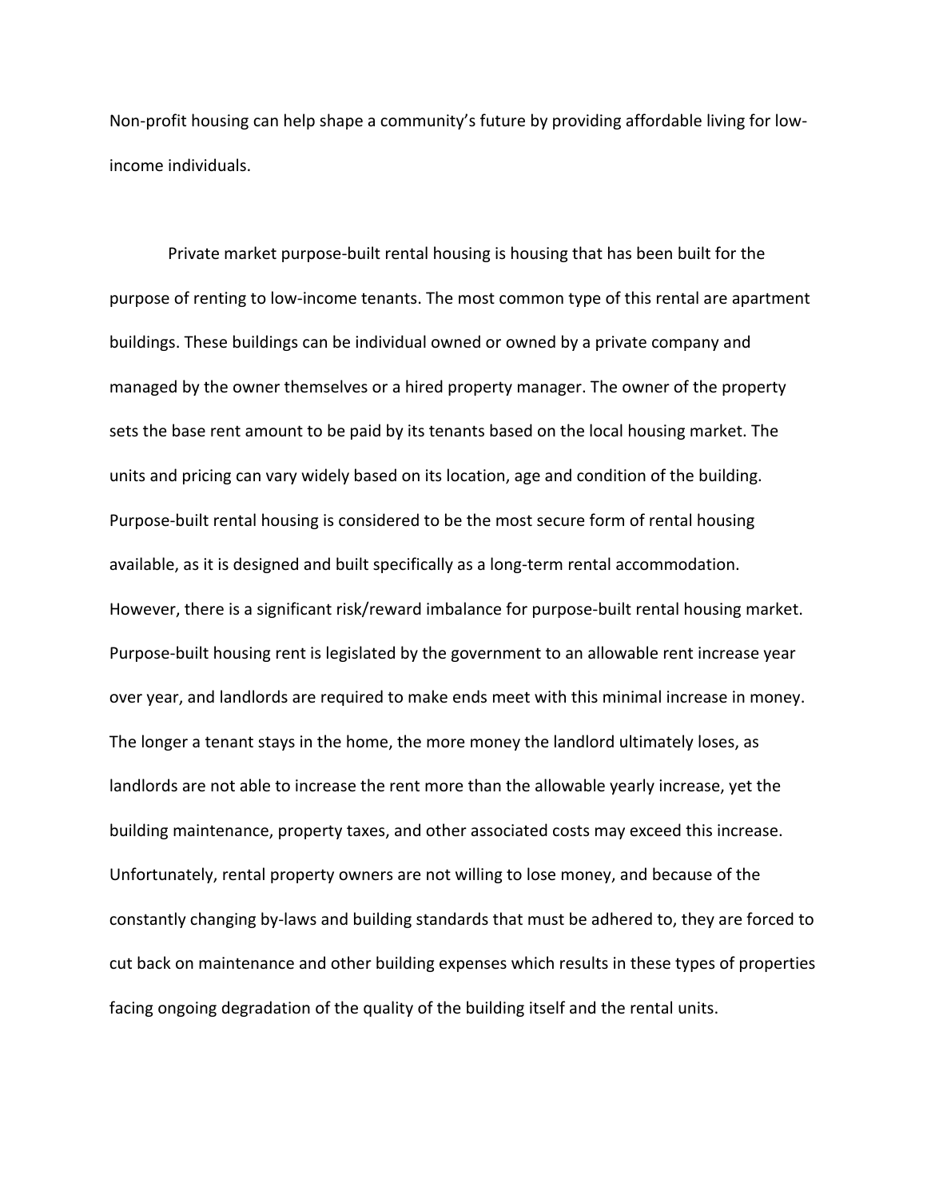Non-profit housing can help shape a community's future by providing affordable living for low-income individuals.

Private market purpose-built rental housing is housing that has been built for the purpose of renting to low-income tenants. The most common type of this rental are apartment buildings. These buildings can be individual owned or owned by a private company and managed by the owner themselves or a hired property manager. The owner of the property sets the base rent amount to be paid by its tenants based on the local housing market. The units and pricing can vary widely based on its location, age and condition of the building. Purpose-built rental housing is considered to be the most secure form of rental housing available, as it is designed and built specifically as a long-term rental accommodation. However, there is a significant risk/reward imbalance for purpose-built rental housing market. Purpose-built housing rent is legislated by the government to an allowable rent increase year over year, and landlords are required to make ends meet with this minimal increase in money. The longer a tenant stays in the home, the more money the landlord ultimately loses, as landlords are not able to increase the rent more than the allowable yearly increase, yet the building maintenance, property taxes, and other associated costs may exceed this increase. Unfortunately, rental property owners are not willing to lose money, and because of the constantly changing by-laws and building standards that must be adhered to, they are forced to cut back on maintenance and other building expenses which results in these types of properties facing ongoing degradation of the quality of the building itself and the rental units.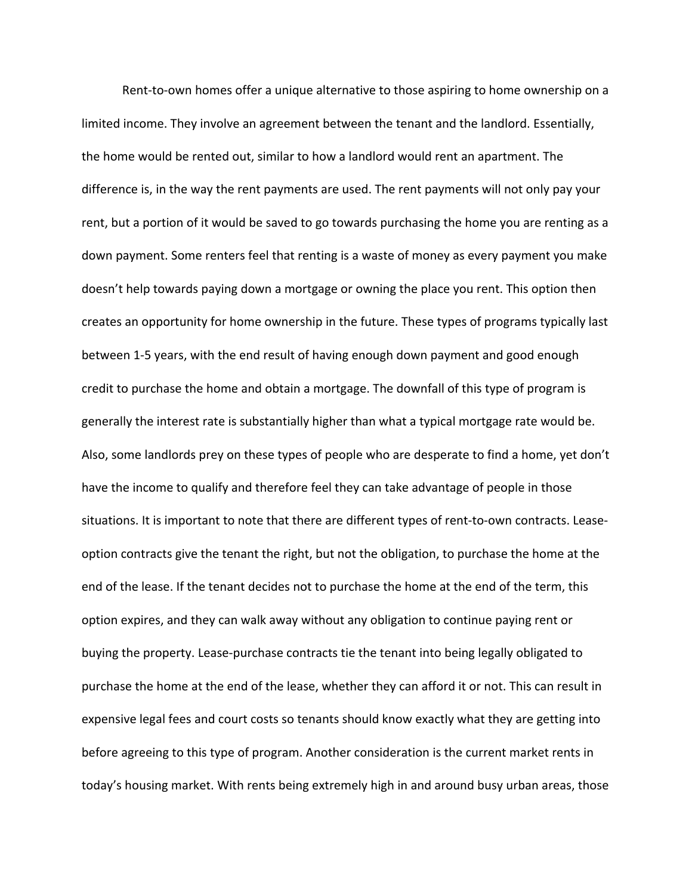Rent-to-own homes offer a unique alternative to those aspiring to home ownership on a limited income. They involve an agreement between the tenant and the landlord. Essentially, the home would be rented out, similar to how a landlord would rent an apartment. The difference is, in the way the rent payments are used. The rent payments will not only pay your rent, but a portion of it would be saved to go towards purchasing the home you are renting as a down payment. Some renters feel that renting is a waste of money as every payment you make doesn't help towards paying down a mortgage or owning the place you rent. This option then creates an opportunity for home ownership in the future. These types of programs typically last between 1-5 years, with the end result of having enough down payment and good enough credit to purchase the home and obtain a mortgage. The downfall of this type of program is generally the interest rate is substantially higher than what a typical mortgage rate would be. Also, some landlords prey on these types of people who are desperate to find a home, yet don't have the income to qualify and therefore feel they can take advantage of people in those situations. It is important to note that there are different types of rent-to-own contracts. Lease-option contracts give the tenant the right, but not the obligation, to purchase the home at the end of the lease. If the tenant decides not to purchase the home at the end of the term, this option expires, and they can walk away without any obligation to continue paying rent or buying the property. Lease-purchase contracts tie the tenant into being legally obligated to purchase the home at the end of the lease, whether they can afford it or not. This can result in expensive legal fees and court costs so tenants should know exactly what they are getting into before agreeing to this type of program. Another consideration is the current market rents in today's housing market. With rents being extremely high in and around busy urban areas, those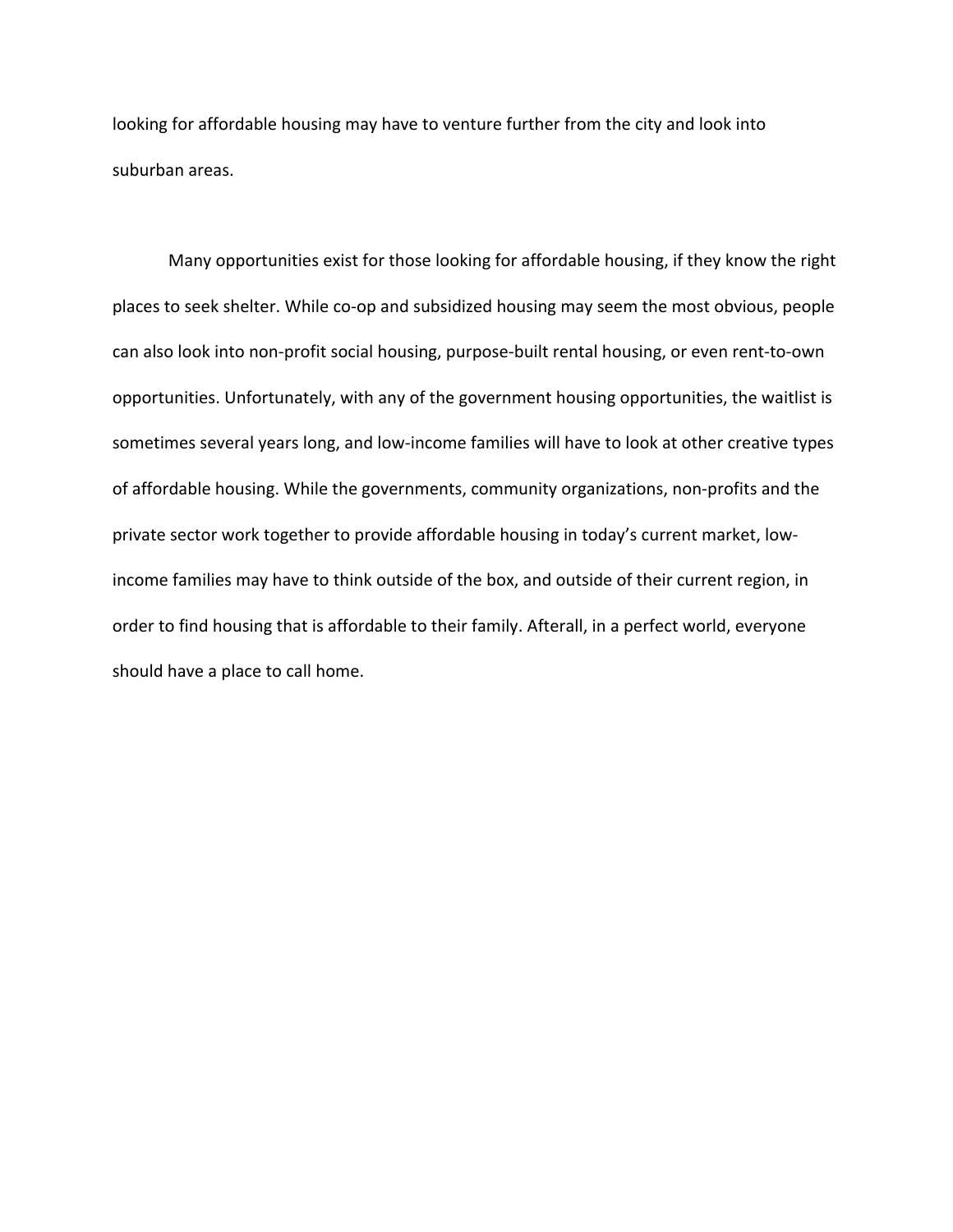looking for affordable housing may have to venture further from the city and look into suburban areas.

Many opportunities exist for those looking for affordable housing, if they know the right places to seek shelter. While co-op and subsidized housing may seem the most obvious, people can also look into non-profit social housing, purpose-built rental housing, or even rent-to-own opportunities. Unfortunately, with any of the government housing opportunities, the waitlist is sometimes several years long, and low-income families will have to look at other creative types of affordable housing. While the governments, community organizations, non-profits and the private sector work together to provide affordable housing in today's current market, low-income families may have to think outside of the box, and outside of their current region, in order to find housing that is affordable to their family. Afterall, in a perfect world, everyone should have a place to call home.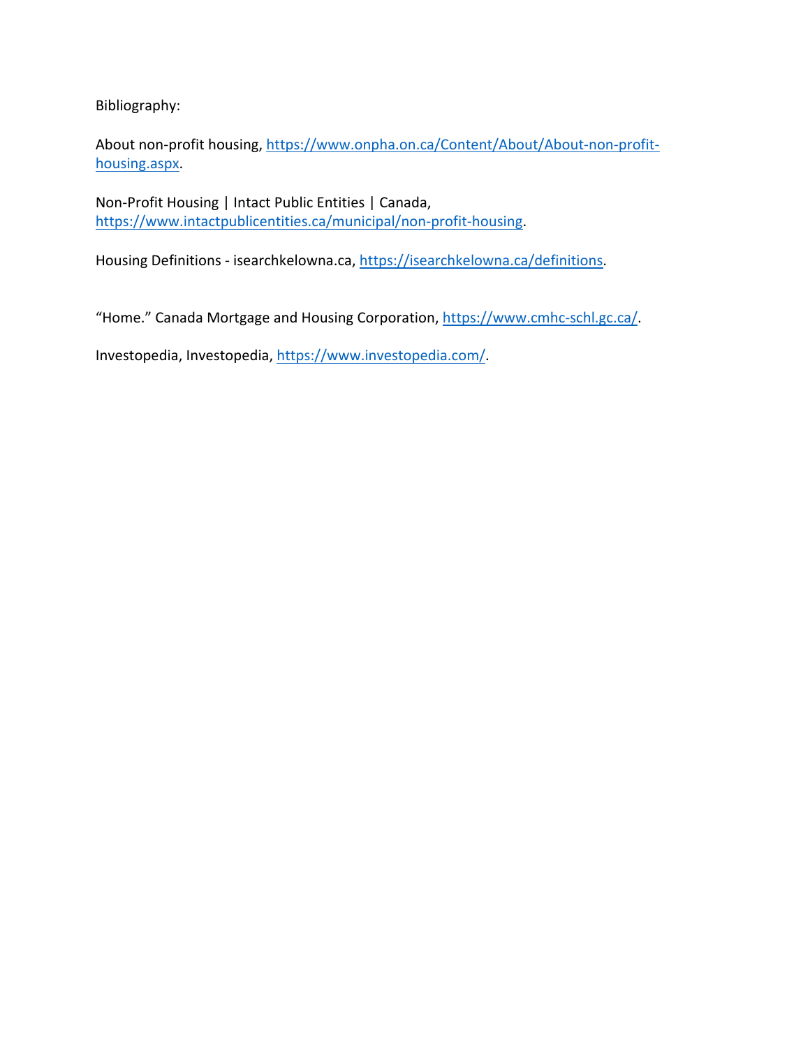Bibliography:

About non-profit housing, https://www.onpha.on.ca/Content/About/About-non-profit-housing.aspx.

Non-Profit Housing | Intact Public Entities | Canada, https://www.intactpublicentities.ca/municipal/non-profit-housing.

Housing Definitions - isearchkelowna.ca, https://isearchkelowna.ca/definitions.

"Home." Canada Mortgage and Housing Corporation, https://www.cmhc-schl.gc.ca/.

Investopedia, Investopedia, https://www.investopedia.com/.